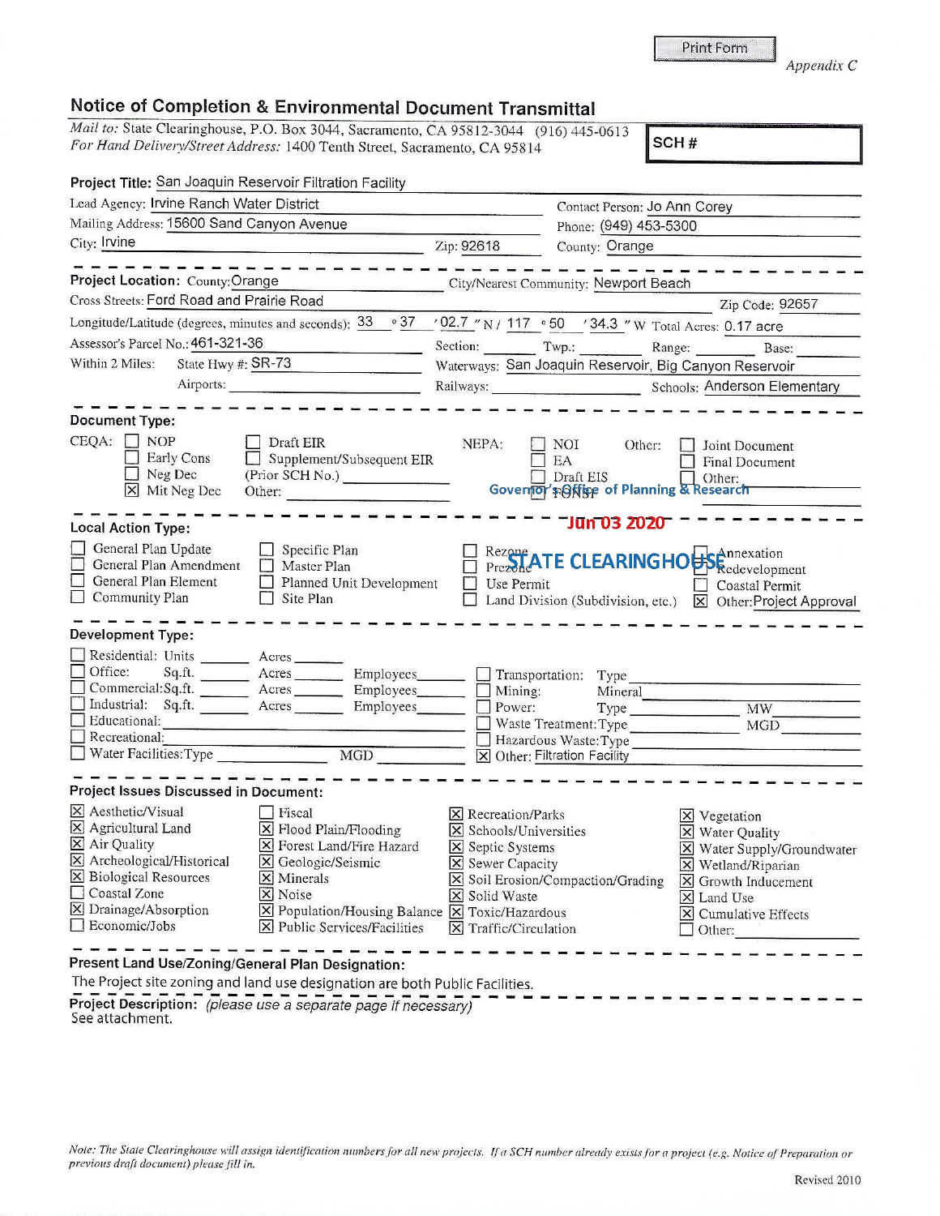Print Form

*Appendix C*

# Notice of Completion & Environmental Document Transmittal

*Mail to:* State Clearinghouse, P.O. Box 3044, Sacramento, CA 95812-3044 (916) 445-0613
*For Hand Delivery/Street Address:* 1400 Tenth Street, Sacramento, CA 95814

**SCH #**

**Project Title:** San Joaquin Reservoir Filtration Facility

Lead Agency: Irvine Ranch Water District
Contact Person: Jo Ann Corey
Mailing Address: 15600 Sand Canyon Avenue
Phone: (949) 453-5300
City: Irvine
Zip: 92618
County: Orange

---

**Project Location:** County: Orange
City/Nearest Community: Newport Beach
Cross Streets: Ford Road and Prairie Road
Zip Code: 92657
Longitude/Latitude (degrees, minutes and seconds): 33 ° 37 ′ 02.7 ″ N / 117 ° 50 ′ 34.3 ″ W
Total Acres: 0.17 acre
Assessor's Parcel No.: 461-321-36
Section: ______ Twp.: ______ Range: ______ Base: ______
Within 2 Miles: State Hwy #: SR-73
Waterways: San Joaquin Reservoir, Big Canyon Reservoir
Airports: ______
Railways: ______
Schools: Anderson Elementary

---

**Document Type:**

CEQA:
- ☐ NOP
- ☐ Early Cons
- ☐ Neg Dec
- ☒ Mit Neg Dec
- ☐ Draft EIR
- ☐ Supplement/Subsequent EIR (Prior SCH No.) ______
- Other: ______

NEPA:
- ☐ NOI
- ☐ EA
- ☐ Draft EIS
- ☐ FONSI

Other:
- ☐ Joint Document
- ☐ Final Document
- ☐ Other: ______

Governor's Office of Planning & Research

Jun 03 2020

STATE CLEARINGHOUSE

---

**Local Action Type:**

- ☐ General Plan Update
- ☐ General Plan Amendment
- ☐ General Plan Element
- ☐ Community Plan
- ☐ Specific Plan
- ☐ Master Plan
- ☐ Planned Unit Development
- ☐ Site Plan
- ☐ Rezone
- ☐ Prezone
- ☐ Use Permit
- ☐ Land Division (Subdivision, etc.)
- ☐ Annexation
- ☐ Redevelopment
- ☐ Coastal Permit
- ☒ Other: Project Approval

---

**Development Type:**

- ☐ Residential: Units ______ Acres ______
- ☐ Office: Sq.ft. ______ Acres ______ Employees ______
- ☐ Commercial: Sq.ft. ______ Acres ______ Employees ______
- ☐ Industrial: Sq.ft. ______ Acres ______ Employees ______
- ☐ Educational: ______
- ☐ Recreational: ______
- ☐ Water Facilities: Type ______ MGD ______
- ☐ Transportation: Type ______
- ☐ Mining: Mineral ______
- ☐ Power: Type ______ MW ______
- ☐ Waste Treatment: Type ______ MGD ______
- ☐ Hazardous Waste: Type ______
- ☒ Other: Filtration Facility

---

**Project Issues Discussed in Document:**

- ☒ Aesthetic/Visual
- ☒ Agricultural Land
- ☒ Air Quality
- ☒ Archeological/Historical
- ☒ Biological Resources
- ☐ Coastal Zone
- ☒ Drainage/Absorption
- ☐ Economic/Jobs
- ☐ Fiscal
- ☒ Flood Plain/Flooding
- ☒ Forest Land/Fire Hazard
- ☒ Geologic/Seismic
- ☒ Minerals
- ☒ Noise
- ☒ Population/Housing Balance
- ☒ Public Services/Facilities
- ☒ Recreation/Parks
- ☒ Schools/Universities
- ☒ Septic Systems
- ☒ Sewer Capacity
- ☒ Soil Erosion/Compaction/Grading
- ☒ Solid Waste
- ☒ Toxic/Hazardous
- ☒ Traffic/Circulation
- ☒ Vegetation
- ☒ Water Quality
- ☒ Water Supply/Groundwater
- ☒ Wetland/Riparian
- ☒ Growth Inducement
- ☒ Land Use
- ☒ Cumulative Effects
- ☐ Other: ______

---

**Present Land Use/Zoning/General Plan Designation:**

The Project site zoning and land use designation are both Public Facilities.

**Project Description:** *(please use a separate page if necessary)*

See attachment.

*Note: The State Clearinghouse will assign identification numbers for all new projects. If a SCH number already exists for a project (e.g. Notice of Preparation or previous draft document) please fill in.*

Revised 2010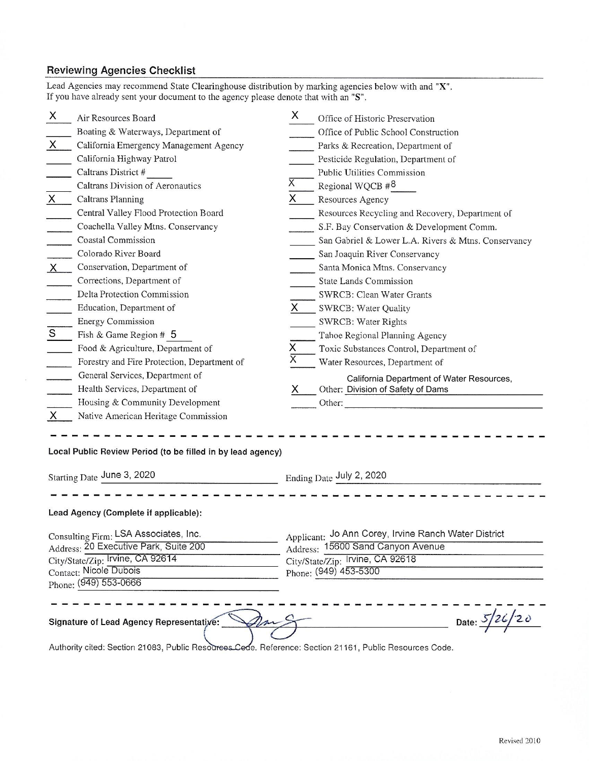## Reviewing Agencies Checklist

Lead Agencies may recommend State Clearinghouse distribution by marking agencies below with and "X".
If you have already sent your document to the agency please denote that with an "S".

| | | | |
|---|---|---|---|
| X | Air Resources Board | X | Office of Historic Preservation |
| | Boating & Waterways, Department of | | Office of Public School Construction |
| X | California Emergency Management Agency | | Parks & Recreation, Department of |
| | California Highway Patrol | | Pesticide Regulation, Department of |
| | Caltrans District # | | Public Utilities Commission |
| | Caltrans Division of Aeronautics | X | Regional WQCB #8 |
| X | Caltrans Planning | X | Resources Agency |
| | Central Valley Flood Protection Board | | Resources Recycling and Recovery, Department of |
| | Coachella Valley Mtns. Conservancy | | S.F. Bay Conservation & Development Comm. |
| | Coastal Commission | | San Gabriel & Lower L.A. Rivers & Mtns. Conservancy |
| | Colorado River Board | | San Joaquin River Conservancy |
| X | Conservation, Department of | | Santa Monica Mtns. Conservancy |
| | Corrections, Department of | | State Lands Commission |
| | Delta Protection Commission | | SWRCB: Clean Water Grants |
| | Education, Department of | X | SWRCB: Water Quality |
| | Energy Commission | | SWRCB: Water Rights |
| S | Fish & Game Region # 5 | | Tahoe Regional Planning Agency |
| | Food & Agriculture, Department of | X | Toxic Substances Control, Department of |
| | Forestry and Fire Protection, Department of | X | Water Resources, Department of |
| | General Services, Department of | | |
| | Health Services, Department of | X | Other: California Department of Water Resources, Division of Safety of Dams |
| | Housing & Community Development | | Other: |
| X | Native American Heritage Commission | | |

---

**Local Public Review Period (to be filled in by lead agency)**

Starting Date June 3, 2020 Ending Date July 2, 2020

---

**Lead Agency (Complete if applicable):**

Consulting Firm: LSA Associates, Inc.
Address: 20 Executive Park, Suite 200
City/State/Zip: Irvine, CA 92614
Contact: Nicole Dubois
Phone: (949) 553-0666

Applicant: Jo Ann Corey, Irvine Ranch Water District
Address: 15600 Sand Canyon Avenue
City/State/Zip: Irvine, CA 92618
Phone: (949) 453-5300

---

**Signature of Lead Agency Representative:** [signature] **Date:** 5/26/20

Authority cited: Section 21083, Public Resources Code. Reference: Section 21161, Public Resources Code.

Revised 2010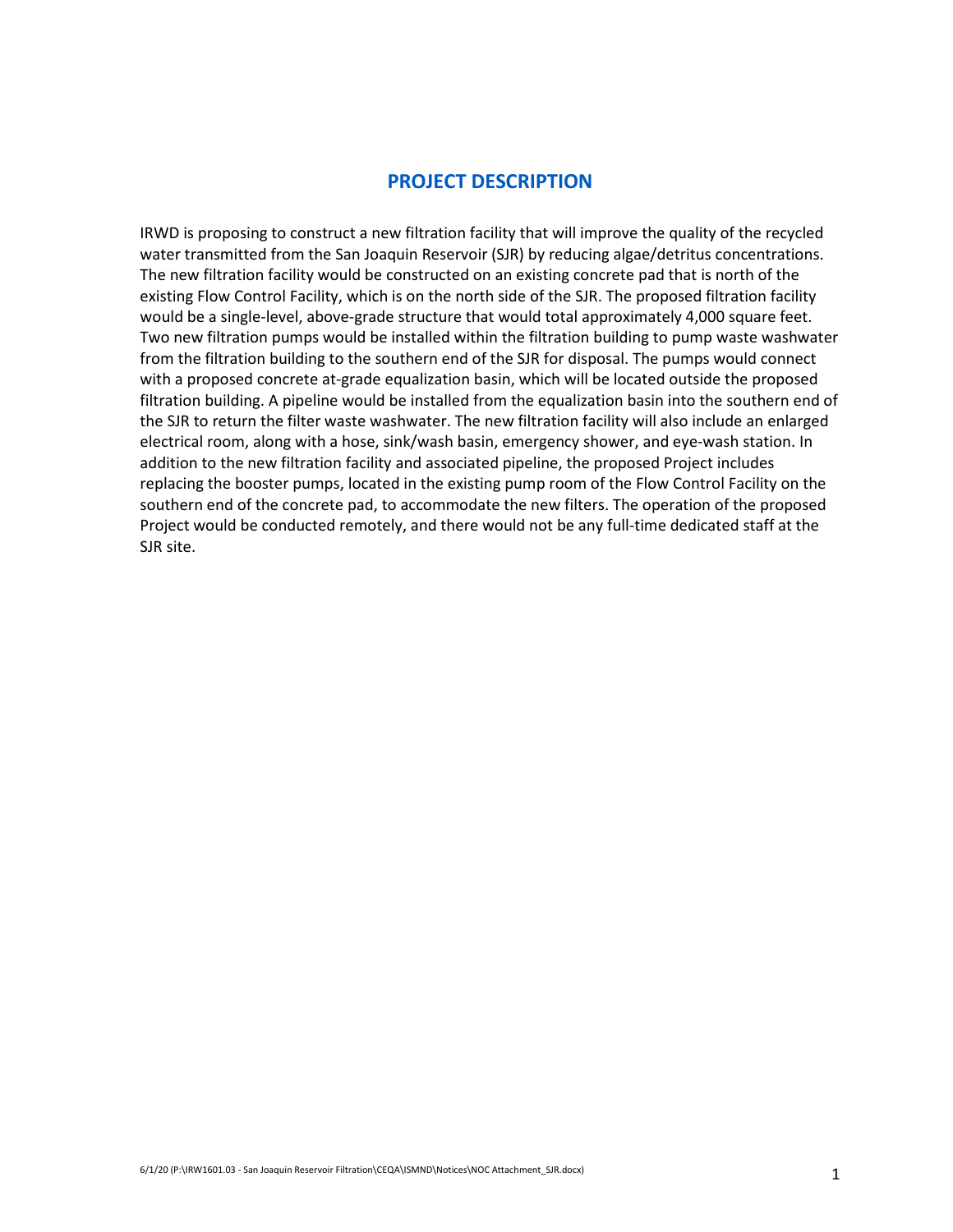## PROJECT DESCRIPTION

IRWD is proposing to construct a new filtration facility that will improve the quality of the recycled water transmitted from the San Joaquin Reservoir (SJR) by reducing algae/detritus concentrations. The new filtration facility would be constructed on an existing concrete pad that is north of the existing Flow Control Facility, which is on the north side of the SJR. The proposed filtration facility would be a single-level, above-grade structure that would total approximately 4,000 square feet. Two new filtration pumps would be installed within the filtration building to pump waste washwater from the filtration building to the southern end of the SJR for disposal. The pumps would connect with a proposed concrete at-grade equalization basin, which will be located outside the proposed filtration building. A pipeline would be installed from the equalization basin into the southern end of the SJR to return the filter waste washwater. The new filtration facility will also include an enlarged electrical room, along with a hose, sink/wash basin, emergency shower, and eye-wash station. In addition to the new filtration facility and associated pipeline, the proposed Project includes replacing the booster pumps, located in the existing pump room of the Flow Control Facility on the southern end of the concrete pad, to accommodate the new filters. The operation of the proposed Project would be conducted remotely, and there would not be any full-time dedicated staff at the SJR site.